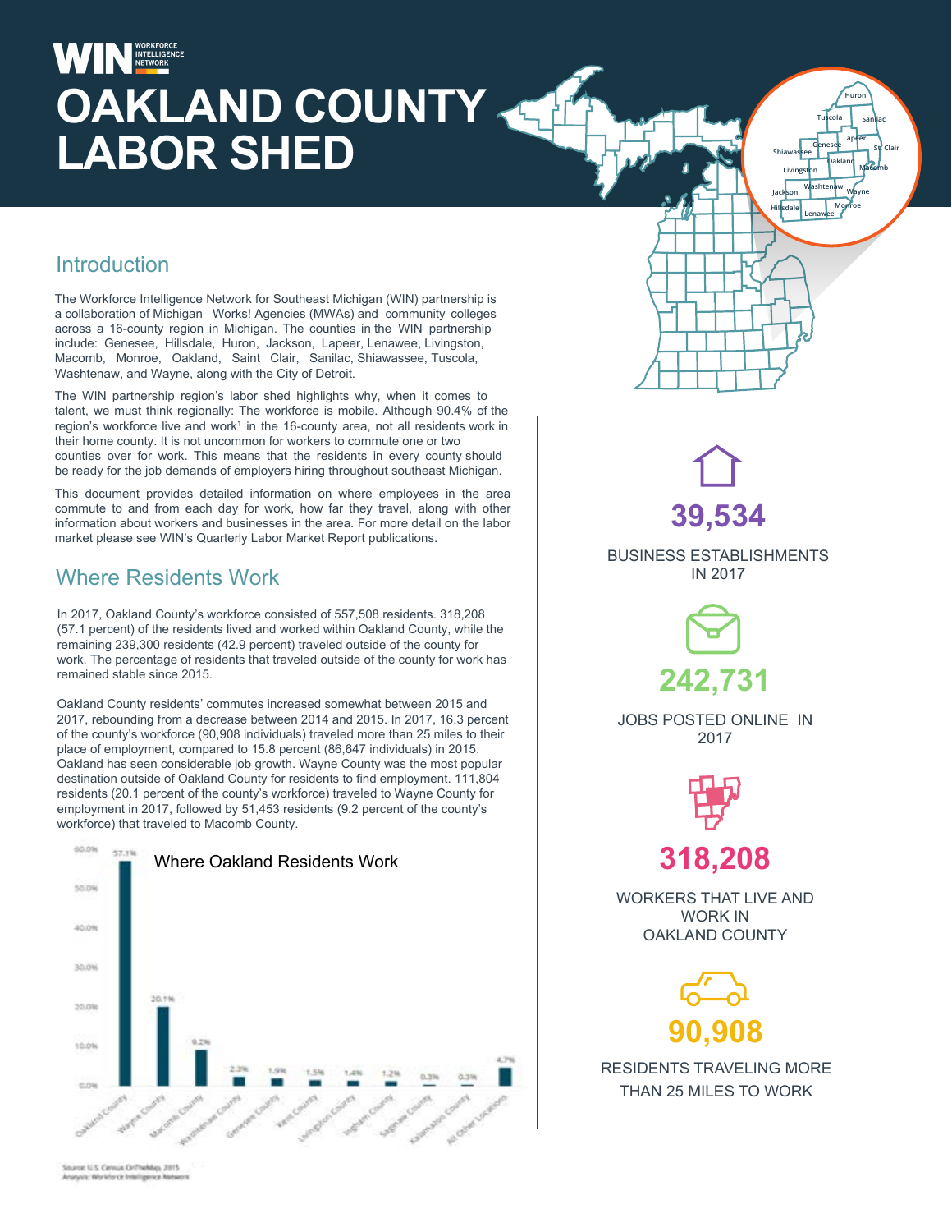# WIN WORKFORCE INTELLIGENCE NETWORK

# OAKLAND COUNTY LABOR SHED

## Introduction

The Workforce Intelligence Network for Southeast Michigan (WIN) partnership is a collaboration of Michigan Works! Agencies (MWAs) and community colleges across a 16-county region in Michigan. The counties in the WIN partnership include: Genesee, Hillsdale, Huron, Jackson, Lapeer, Lenawee, Livingston, Macomb, Monroe, Oakland, Saint Clair, Sanilac, Shiawassee, Tuscola, Washtenaw, and Wayne, along with the City of Detroit.

The WIN partnership region's labor shed highlights why, when it comes to talent, we must think regionally: The workforce is mobile. Although 90.4% of the region's workforce live and work[1] in the 16-county area, not all residents work in their home county. It is not uncommon for workers to commute one or two counties over for work. This means that the residents in every county should be ready for the job demands of employers hiring throughout southeast Michigan.

This document provides detailed information on where employees in the area commute to and from each day for work, how far they travel, along with other information about workers and businesses in the area. For more detail on the labor market please see WIN's Quarterly Labor Market Report publications.

## Where Residents Work

In 2017, Oakland County's workforce consisted of 557,508 residents. 318,208 (57.1 percent) of the residents lived and worked within Oakland County, while the remaining 239,300 residents (42.9 percent) traveled outside of the county for work. The percentage of residents that traveled outside of the county for work has remained stable since 2015.

Oakland County residents' commutes increased somewhat between 2015 and 2017, rebounding from a decrease between 2014 and 2015. In 2017, 16.3 percent of the county's workforce (90,908 individuals) traveled more than 25 miles to their place of employment, compared to 15.8 percent (86,647 individuals) in 2015. Oakland has seen considerable job growth. Wayne County was the most popular destination outside of Oakland County for residents to find employment. 111,804 residents (20.1 percent of the county's workforce) traveled to Wayne County for employment in 2017, followed by 51,453 residents (9.2 percent of the county's workforce) that traveled to Macomb County.

**Where Oakland Residents Work**

| Location | Percent |
|---|---|
| Oakland County | 57.1% |
| Wayne County | 20.1% |
| Macomb County | 9.2% |
| Washtenaw County | 2.3% |
| Genesee County | 1.9% |
| Kent County | 1.5% |
| Livingston County | 1.4% |
| Ingham County | 1.2% |
| Saginaw County | 0.3% |
| Kalamazoo County | 0.3% |
| All Other Locations | 4.7% |

Source: U.S. Census OnTheMap, 2015
Analysis: Workforce Intelligence Network

**39,534**
BUSINESS ESTABLISHMENTS IN 2017

**242,731**
JOBS POSTED ONLINE IN 2017

**318,208**
WORKERS THAT LIVE AND WORK IN OAKLAND COUNTY

**90,908**
RESIDENTS TRAVELING MORE THAN 25 MILES TO WORK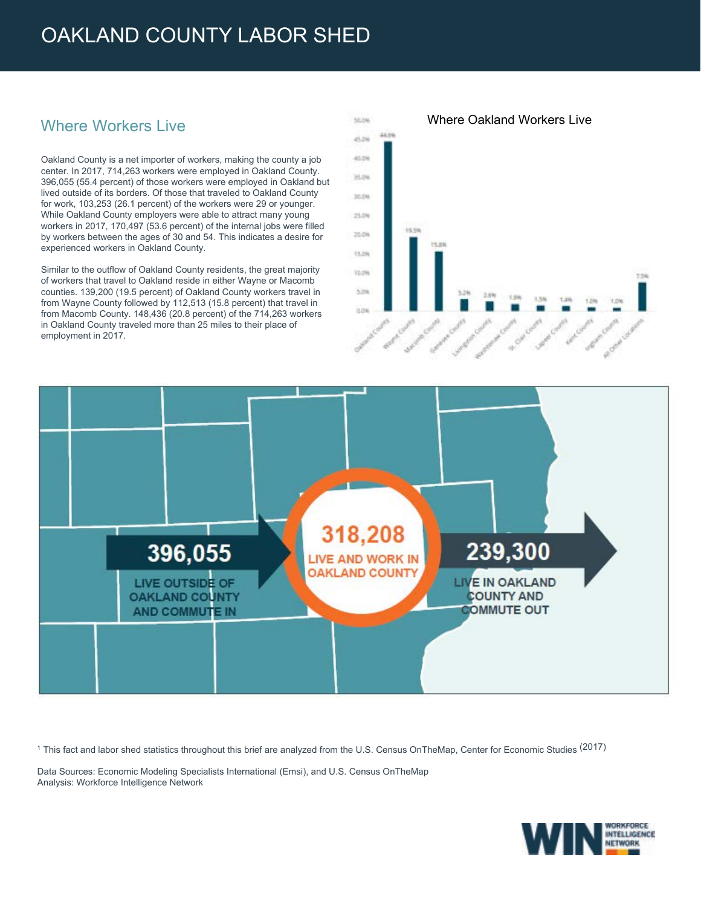# OAKLAND COUNTY LABOR SHED

## Where Workers Live

Oakland County is a net importer of workers, making the county a job center. In 2017, 714,263 workers were employed in Oakland County. 396,055 (55.4 percent) of those workers were employed in Oakland but lived outside of its borders. Of those that traveled to Oakland County for work, 103,253 (26.1 percent) of the workers were 29 or younger. While Oakland County employers were able to attract many young workers in 2017, 170,497 (53.6 percent) of the internal jobs were filled by workers between the ages of 30 and 54. This indicates a desire for experienced workers in Oakland County.

Similar to the outflow of Oakland County residents, the great majority of workers that travel to Oakland reside in either Wayne or Macomb counties. 139,200 (19.5 percent) of Oakland County workers travel in from Wayne County followed by 112,513 (15.8 percent) that travel in from Macomb County. 148,436 (20.8 percent) of the 714,263 workers in Oakland County traveled more than 25 miles to their place of employment in 2017.

Where Oakland Workers Live

50.0%
45.0%
40.0%
35.0%
30.0%
25.0%
20.0%
15.0%
10.0%
5.0%
0.0%

44.6%
19.5%
15.8%
3.2%
2.6%
1.9%
1.5%
1.4%
1.0%
1.0%
7.5%

Oakland County
Wayne County
Macomb County
Genesee County
Livingston County
Washtenaw County
St. Clair County
Lapeer County
Kent County
Ingham County
All Other Locations

396,055
LIVE OUTSIDE OF OAKLAND COUNTY AND COMMUTE IN

318,208
LIVE AND WORK IN OAKLAND COUNTY

239,300
LIVE IN OAKLAND COUNTY AND COMMUTE OUT

[1] This fact and labor shed statistics throughout this brief are analyzed from the U.S. Census OnTheMap, Center for Economic Studies (2017)

Data Sources: Economic Modeling Specialists International (Emsi), and U.S. Census OnTheMap
Analysis: Workforce Intelligence Network

WIN WORKFORCE INTELLIGENCE NETWORK